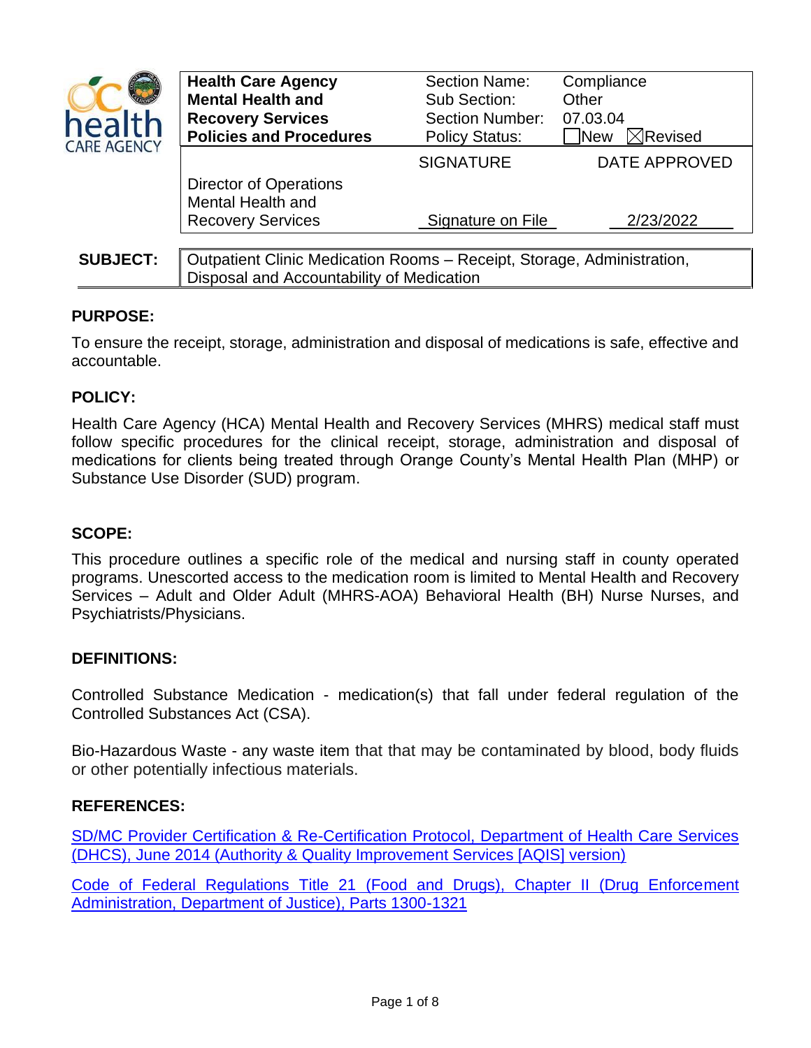| Health Care Agency Mental Health and Recovery Services Policies and Procedures | Section Name: | Compliance |
| --- | --- | --- |
| | Sub Section: | Other |
| | Section Number: | 07.03.04 |
| | Policy Status: | ☐New ☒Revised |
| | SIGNATURE | DATE APPROVED |
| Director of Operations Mental Health and Recovery Services | Signature on File | 2/23/2022 |

**SUBJECT:** Outpatient Clinic Medication Rooms – Receipt, Storage, Administration, Disposal and Accountability of Medication

## PURPOSE:

To ensure the receipt, storage, administration and disposal of medications is safe, effective and accountable.

## POLICY:

Health Care Agency (HCA) Mental Health and Recovery Services (MHRS) medical staff must follow specific procedures for the clinical receipt, storage, administration and disposal of medications for clients being treated through Orange County's Mental Health Plan (MHP) or Substance Use Disorder (SUD) program.

## SCOPE:

This procedure outlines a specific role of the medical and nursing staff in county operated programs. Unescorted access to the medication room is limited to Mental Health and Recovery Services – Adult and Older Adult (MHRS-AOA) Behavioral Health (BH) Nurse Nurses, and Psychiatrists/Physicians.

## DEFINITIONS:

Controlled Substance Medication - medication(s) that fall under federal regulation of the Controlled Substances Act (CSA).

Bio-Hazardous Waste - any waste item that that may be contaminated by blood, body fluids or other potentially infectious materials.

## REFERENCES:

SD/MC Provider Certification & Re-Certification Protocol, Department of Health Care Services (DHCS), June 2014 (Authority & Quality Improvement Services [AQIS] version)

Code of Federal Regulations Title 21 (Food and Drugs), Chapter II (Drug Enforcement Administration, Department of Justice), Parts 1300-1321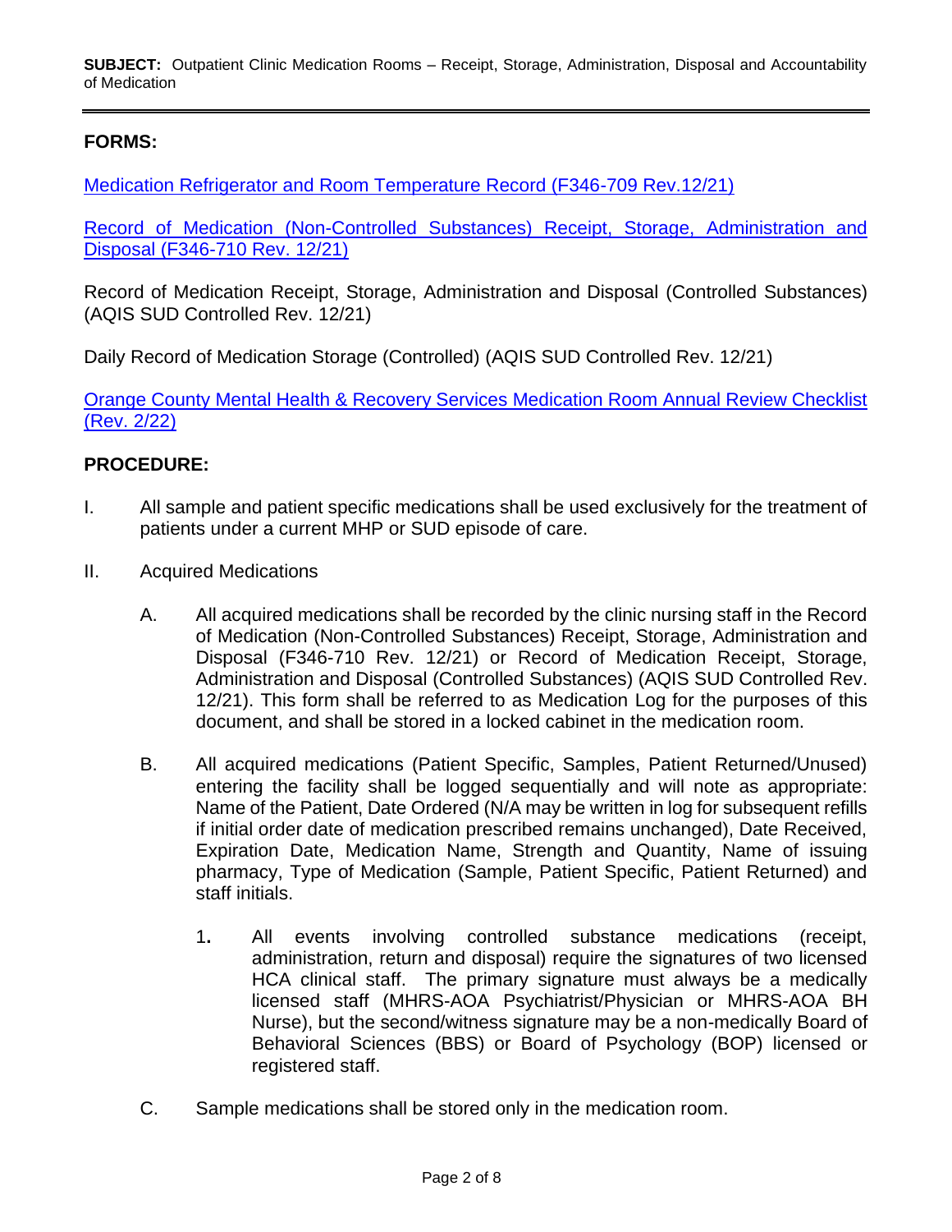**FORMS:**

Medication Refrigerator and Room Temperature Record (F346-709 Rev.12/21)

Record of Medication (Non-Controlled Substances) Receipt, Storage, Administration and Disposal (F346-710 Rev. 12/21)

Record of Medication Receipt, Storage, Administration and Disposal (Controlled Substances) (AQIS SUD Controlled Rev. 12/21)

Daily Record of Medication Storage (Controlled) (AQIS SUD Controlled Rev. 12/21)

Orange County Mental Health & Recovery Services Medication Room Annual Review Checklist (Rev. 2/22)

**PROCEDURE:**

I. All sample and patient specific medications shall be used exclusively for the treatment of patients under a current MHP or SUD episode of care.

II. Acquired Medications

  A. All acquired medications shall be recorded by the clinic nursing staff in the Record of Medication (Non-Controlled Substances) Receipt, Storage, Administration and Disposal (F346-710 Rev. 12/21) or Record of Medication Receipt, Storage, Administration and Disposal (Controlled Substances) (AQIS SUD Controlled Rev. 12/21). This form shall be referred to as Medication Log for the purposes of this document, and shall be stored in a locked cabinet in the medication room.

  B. All acquired medications (Patient Specific, Samples, Patient Returned/Unused) entering the facility shall be logged sequentially and will note as appropriate: Name of the Patient, Date Ordered (N/A may be written in log for subsequent refills if initial order date of medication prescribed remains unchanged), Date Received, Expiration Date, Medication Name, Strength and Quantity, Name of issuing pharmacy, Type of Medication (Sample, Patient Specific, Patient Returned) and staff initials.

    1. All events involving controlled substance medications (receipt, administration, return and disposal) require the signatures of two licensed HCA clinical staff. The primary signature must always be a medically licensed staff (MHRS-AOA Psychiatrist/Physician or MHRS-AOA BH Nurse), but the second/witness signature may be a non-medically Board of Behavioral Sciences (BBS) or Board of Psychology (BOP) licensed or registered staff.

  C. Sample medications shall be stored only in the medication room.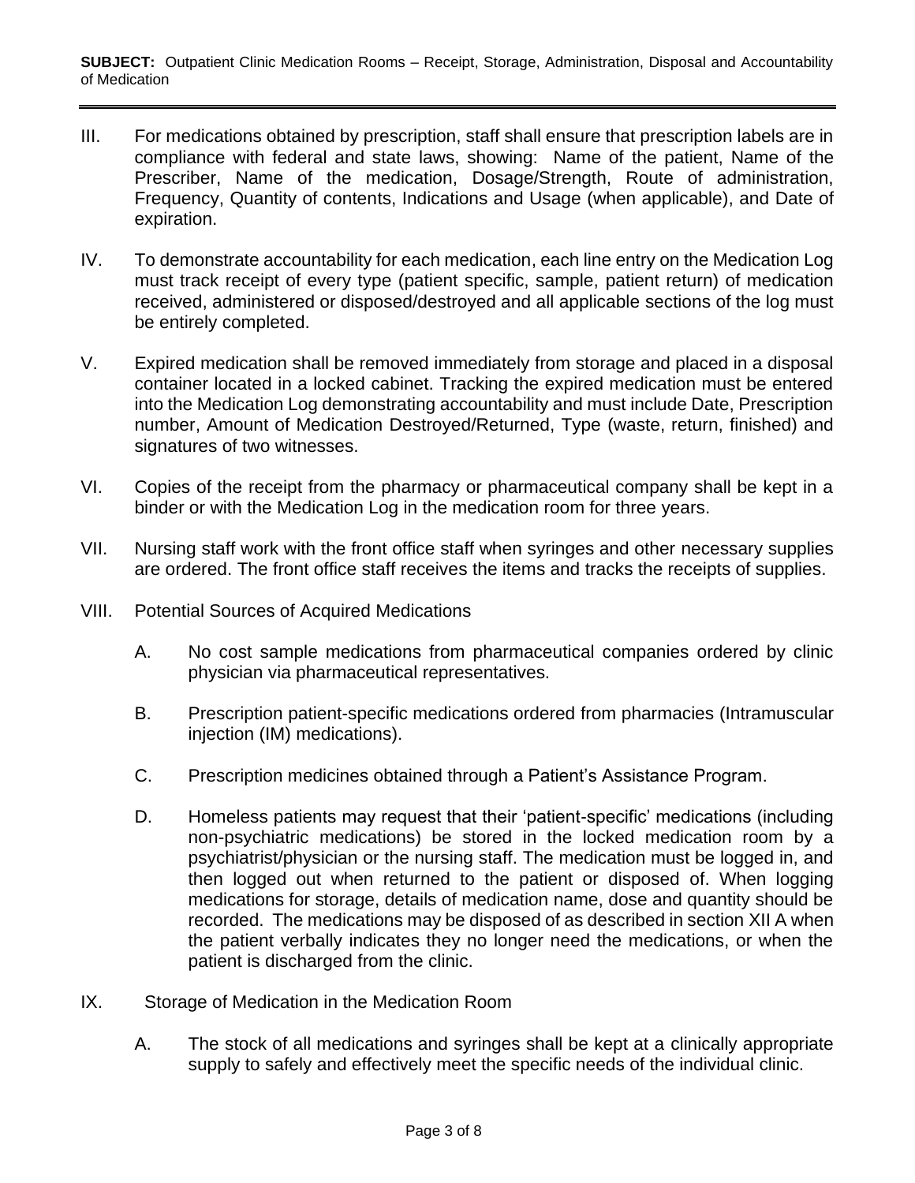III. For medications obtained by prescription, staff shall ensure that prescription labels are in compliance with federal and state laws, showing: Name of the patient, Name of the Prescriber, Name of the medication, Dosage/Strength, Route of administration, Frequency, Quantity of contents, Indications and Usage (when applicable), and Date of expiration.

IV. To demonstrate accountability for each medication, each line entry on the Medication Log must track receipt of every type (patient specific, sample, patient return) of medication received, administered or disposed/destroyed and all applicable sections of the log must be entirely completed.

V. Expired medication shall be removed immediately from storage and placed in a disposal container located in a locked cabinet. Tracking the expired medication must be entered into the Medication Log demonstrating accountability and must include Date, Prescription number, Amount of Medication Destroyed/Returned, Type (waste, return, finished) and signatures of two witnesses.

VI. Copies of the receipt from the pharmacy or pharmaceutical company shall be kept in a binder or with the Medication Log in the medication room for three years.

VII. Nursing staff work with the front office staff when syringes and other necessary supplies are ordered. The front office staff receives the items and tracks the receipts of supplies.

VIII. Potential Sources of Acquired Medications

   A. No cost sample medications from pharmaceutical companies ordered by clinic physician via pharmaceutical representatives.

   B. Prescription patient-specific medications ordered from pharmacies (Intramuscular injection (IM) medications).

   C. Prescription medicines obtained through a Patient's Assistance Program.

   D. Homeless patients may request that their 'patient-specific' medications (including non-psychiatric medications) be stored in the locked medication room by a psychiatrist/physician or the nursing staff. The medication must be logged in, and then logged out when returned to the patient or disposed of. When logging medications for storage, details of medication name, dose and quantity should be recorded. The medications may be disposed of as described in section XII A when the patient verbally indicates they no longer need the medications, or when the patient is discharged from the clinic.

IX. Storage of Medication in the Medication Room

   A. The stock of all medications and syringes shall be kept at a clinically appropriate supply to safely and effectively meet the specific needs of the individual clinic.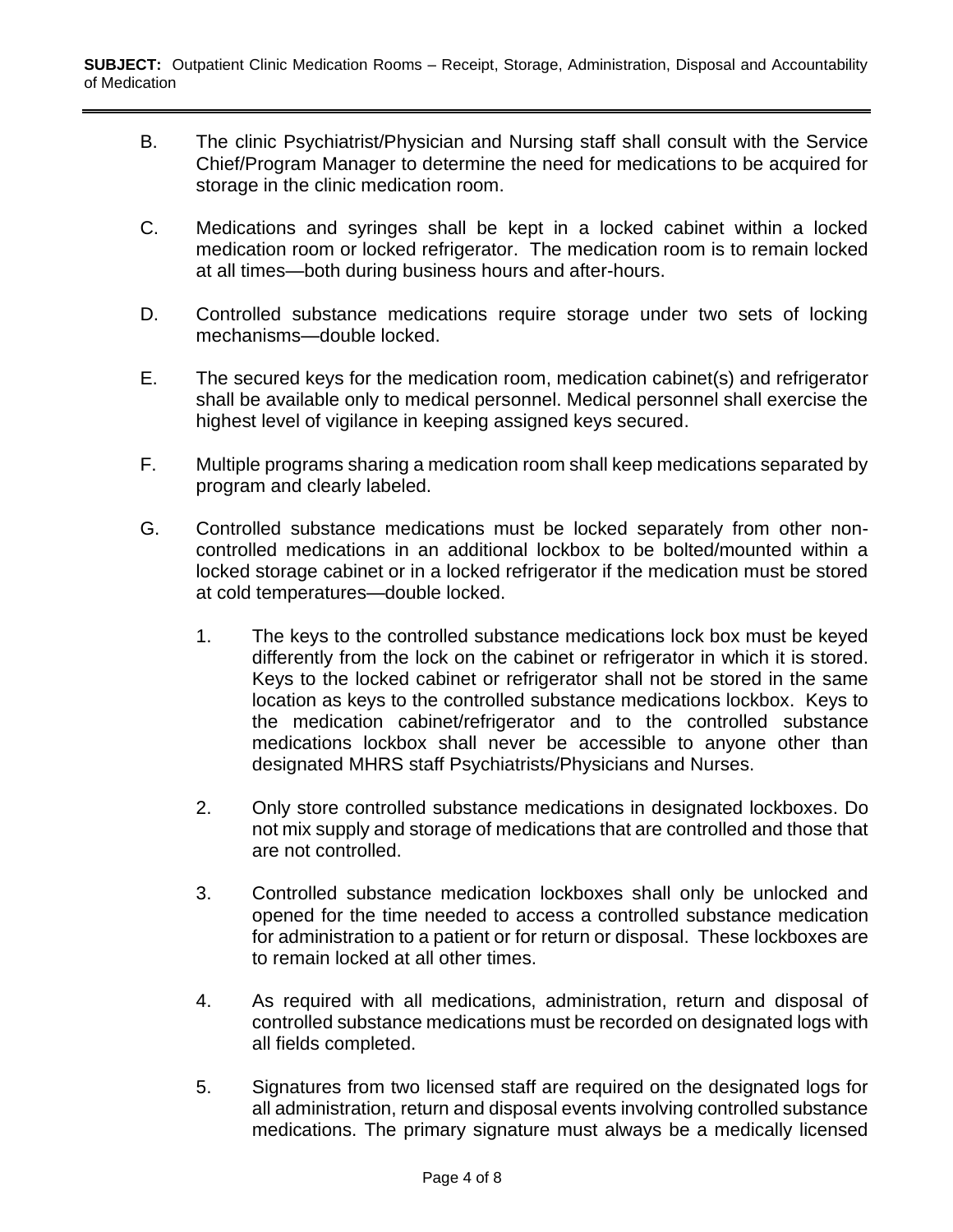B. The clinic Psychiatrist/Physician and Nursing staff shall consult with the Service Chief/Program Manager to determine the need for medications to be acquired for storage in the clinic medication room.

C. Medications and syringes shall be kept in a locked cabinet within a locked medication room or locked refrigerator. The medication room is to remain locked at all times—both during business hours and after-hours.

D. Controlled substance medications require storage under two sets of locking mechanisms—double locked.

E. The secured keys for the medication room, medication cabinet(s) and refrigerator shall be available only to medical personnel. Medical personnel shall exercise the highest level of vigilance in keeping assigned keys secured.

F. Multiple programs sharing a medication room shall keep medications separated by program and clearly labeled.

G. Controlled substance medications must be locked separately from other non-controlled medications in an additional lockbox to be bolted/mounted within a locked storage cabinet or in a locked refrigerator if the medication must be stored at cold temperatures—double locked.

   1. The keys to the controlled substance medications lock box must be keyed differently from the lock on the cabinet or refrigerator in which it is stored. Keys to the locked cabinet or refrigerator shall not be stored in the same location as keys to the controlled substance medications lockbox. Keys to the medication cabinet/refrigerator and to the controlled substance medications lockbox shall never be accessible to anyone other than designated MHRS staff Psychiatrists/Physicians and Nurses.

   2. Only store controlled substance medications in designated lockboxes. Do not mix supply and storage of medications that are controlled and those that are not controlled.

   3. Controlled substance medication lockboxes shall only be unlocked and opened for the time needed to access a controlled substance medication for administration to a patient or for return or disposal. These lockboxes are to remain locked at all other times.

   4. As required with all medications, administration, return and disposal of controlled substance medications must be recorded on designated logs with all fields completed.

   5. Signatures from two licensed staff are required on the designated logs for all administration, return and disposal events involving controlled substance medications. The primary signature must always be a medically licensed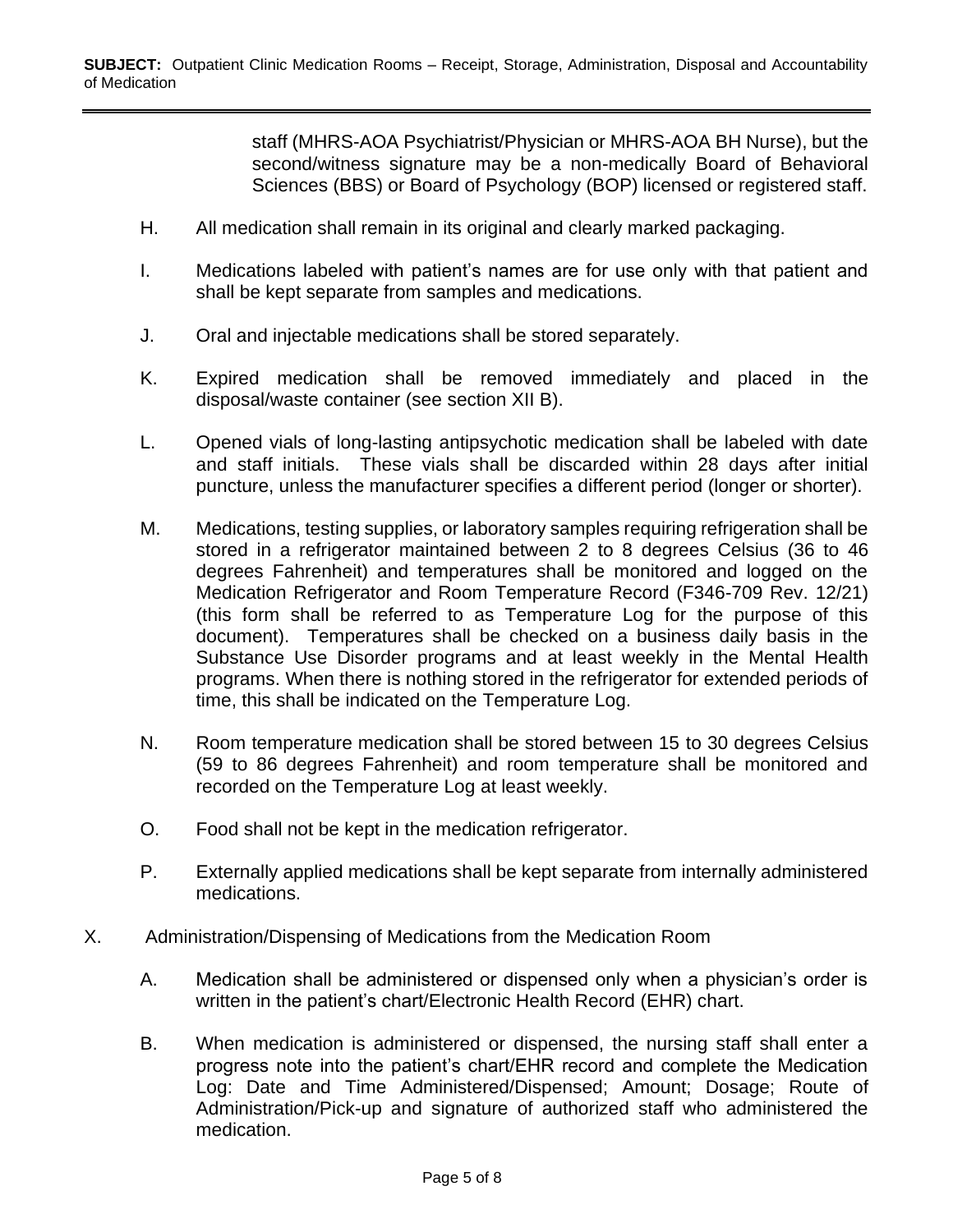staff (MHRS-AOA Psychiatrist/Physician or MHRS-AOA BH Nurse), but the second/witness signature may be a non-medically Board of Behavioral Sciences (BBS) or Board of Psychology (BOP) licensed or registered staff.

H. All medication shall remain in its original and clearly marked packaging.

I. Medications labeled with patient's names are for use only with that patient and shall be kept separate from samples and medications.

J. Oral and injectable medications shall be stored separately.

K. Expired medication shall be removed immediately and placed in the disposal/waste container (see section XII B).

L. Opened vials of long-lasting antipsychotic medication shall be labeled with date and staff initials. These vials shall be discarded within 28 days after initial puncture, unless the manufacturer specifies a different period (longer or shorter).

M. Medications, testing supplies, or laboratory samples requiring refrigeration shall be stored in a refrigerator maintained between 2 to 8 degrees Celsius (36 to 46 degrees Fahrenheit) and temperatures shall be monitored and logged on the Medication Refrigerator and Room Temperature Record (F346-709 Rev. 12/21) (this form shall be referred to as Temperature Log for the purpose of this document). Temperatures shall be checked on a business daily basis in the Substance Use Disorder programs and at least weekly in the Mental Health programs. When there is nothing stored in the refrigerator for extended periods of time, this shall be indicated on the Temperature Log.

N. Room temperature medication shall be stored between 15 to 30 degrees Celsius (59 to 86 degrees Fahrenheit) and room temperature shall be monitored and recorded on the Temperature Log at least weekly.

O. Food shall not be kept in the medication refrigerator.

P. Externally applied medications shall be kept separate from internally administered medications.

X. Administration/Dispensing of Medications from the Medication Room

A. Medication shall be administered or dispensed only when a physician's order is written in the patient's chart/Electronic Health Record (EHR) chart.

B. When medication is administered or dispensed, the nursing staff shall enter a progress note into the patient's chart/EHR record and complete the Medication Log: Date and Time Administered/Dispensed; Amount; Dosage; Route of Administration/Pick-up and signature of authorized staff who administered the medication.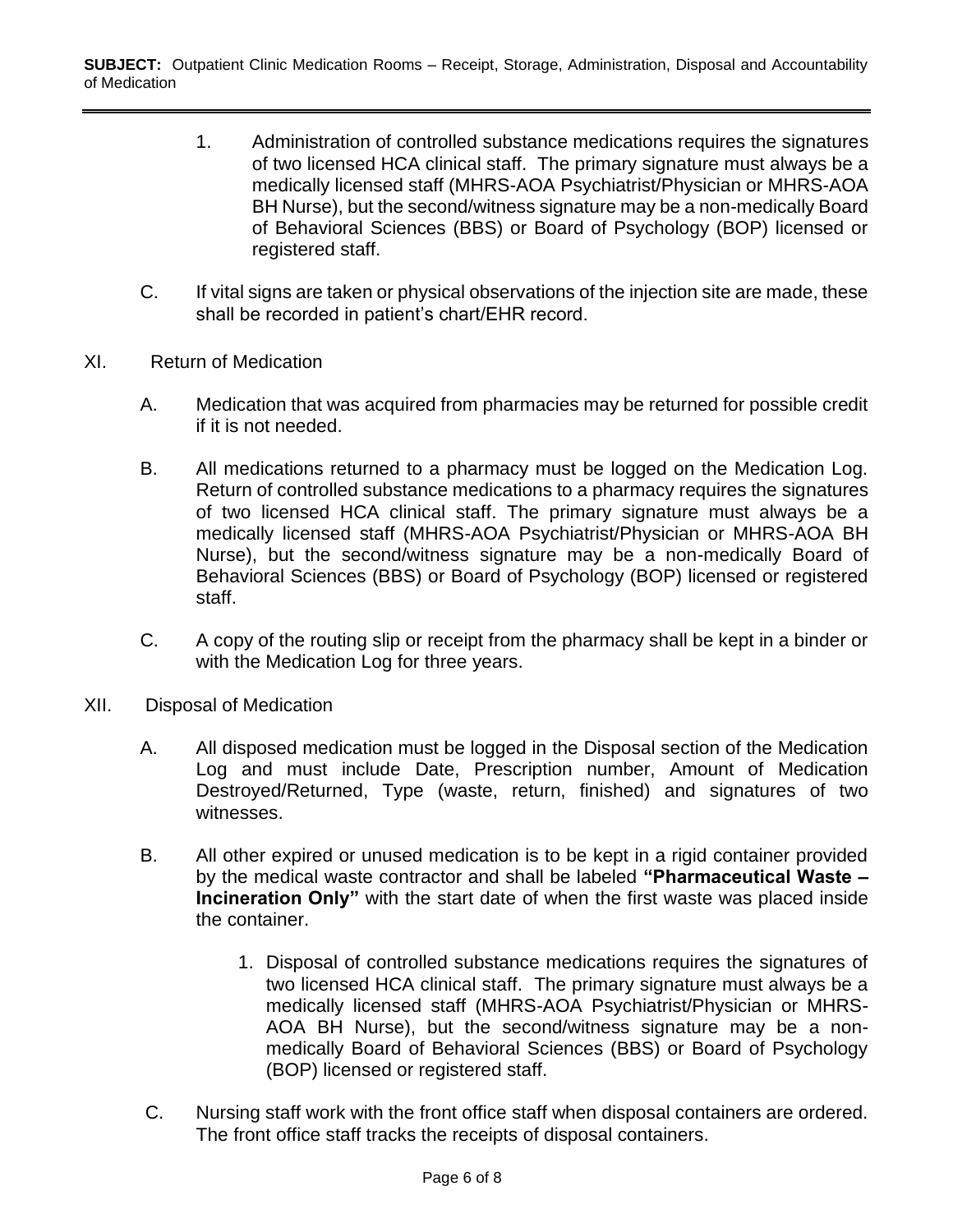1. Administration of controlled substance medications requires the signatures of two licensed HCA clinical staff. The primary signature must always be a medically licensed staff (MHRS-AOA Psychiatrist/Physician or MHRS-AOA BH Nurse), but the second/witness signature may be a non-medically Board of Behavioral Sciences (BBS) or Board of Psychology (BOP) licensed or registered staff.

C. If vital signs are taken or physical observations of the injection site are made, these shall be recorded in patient's chart/EHR record.

XI. Return of Medication

A. Medication that was acquired from pharmacies may be returned for possible credit if it is not needed.

B. All medications returned to a pharmacy must be logged on the Medication Log. Return of controlled substance medications to a pharmacy requires the signatures of two licensed HCA clinical staff. The primary signature must always be a medically licensed staff (MHRS-AOA Psychiatrist/Physician or MHRS-AOA BH Nurse), but the second/witness signature may be a non-medically Board of Behavioral Sciences (BBS) or Board of Psychology (BOP) licensed or registered staff.

C. A copy of the routing slip or receipt from the pharmacy shall be kept in a binder or with the Medication Log for three years.

XII. Disposal of Medication

A. All disposed medication must be logged in the Disposal section of the Medication Log and must include Date, Prescription number, Amount of Medication Destroyed/Returned, Type (waste, return, finished) and signatures of two witnesses.

B. All other expired or unused medication is to be kept in a rigid container provided by the medical waste contractor and shall be labeled **"Pharmaceutical Waste – Incineration Only"** with the start date of when the first waste was placed inside the container.

1. Disposal of controlled substance medications requires the signatures of two licensed HCA clinical staff. The primary signature must always be a medically licensed staff (MHRS-AOA Psychiatrist/Physician or MHRS-AOA BH Nurse), but the second/witness signature may be a non-medically Board of Behavioral Sciences (BBS) or Board of Psychology (BOP) licensed or registered staff.

C. Nursing staff work with the front office staff when disposal containers are ordered. The front office staff tracks the receipts of disposal containers.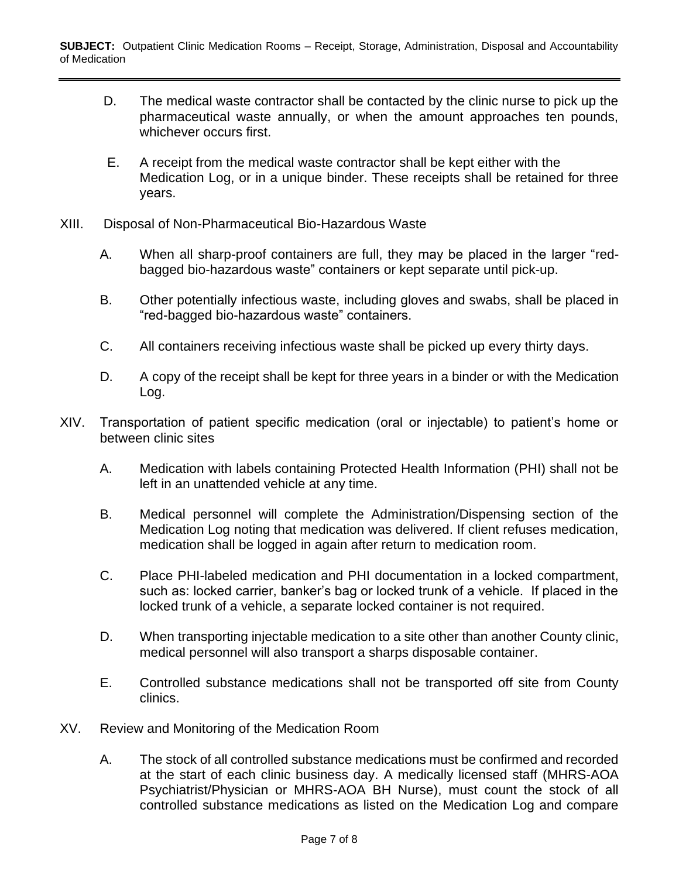D. The medical waste contractor shall be contacted by the clinic nurse to pick up the pharmaceutical waste annually, or when the amount approaches ten pounds, whichever occurs first.

E. A receipt from the medical waste contractor shall be kept either with the Medication Log, or in a unique binder. These receipts shall be retained for three years.

XIII. Disposal of Non-Pharmaceutical Bio-Hazardous Waste

A. When all sharp-proof containers are full, they may be placed in the larger "red-bagged bio-hazardous waste" containers or kept separate until pick-up.

B. Other potentially infectious waste, including gloves and swabs, shall be placed in "red-bagged bio-hazardous waste" containers.

C. All containers receiving infectious waste shall be picked up every thirty days.

D. A copy of the receipt shall be kept for three years in a binder or with the Medication Log.

XIV. Transportation of patient specific medication (oral or injectable) to patient's home or between clinic sites

A. Medication with labels containing Protected Health Information (PHI) shall not be left in an unattended vehicle at any time.

B. Medical personnel will complete the Administration/Dispensing section of the Medication Log noting that medication was delivered. If client refuses medication, medication shall be logged in again after return to medication room.

C. Place PHI-labeled medication and PHI documentation in a locked compartment, such as: locked carrier, banker's bag or locked trunk of a vehicle. If placed in the locked trunk of a vehicle, a separate locked container is not required.

D. When transporting injectable medication to a site other than another County clinic, medical personnel will also transport a sharps disposable container.

E. Controlled substance medications shall not be transported off site from County clinics.

XV. Review and Monitoring of the Medication Room

A. The stock of all controlled substance medications must be confirmed and recorded at the start of each clinic business day. A medically licensed staff (MHRS-AOA Psychiatrist/Physician or MHRS-AOA BH Nurse), must count the stock of all controlled substance medications as listed on the Medication Log and compare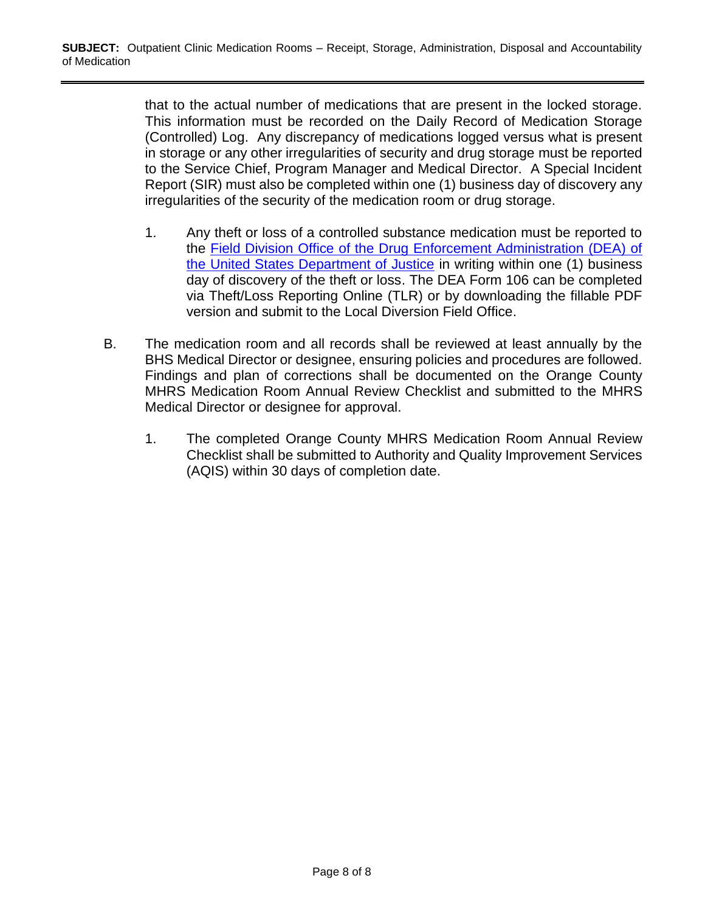that to the actual number of medications that are present in the locked storage. This information must be recorded on the Daily Record of Medication Storage (Controlled) Log. Any discrepancy of medications logged versus what is present in storage or any other irregularities of security and drug storage must be reported to the Service Chief, Program Manager and Medical Director. A Special Incident Report (SIR) must also be completed within one (1) business day of discovery any irregularities of the security of the medication room or drug storage.

1. Any theft or loss of a controlled substance medication must be reported to the Field Division Office of the Drug Enforcement Administration (DEA) of the United States Department of Justice in writing within one (1) business day of discovery of the theft or loss. The DEA Form 106 can be completed via Theft/Loss Reporting Online (TLR) or by downloading the fillable PDF version and submit to the Local Diversion Field Office.

B. The medication room and all records shall be reviewed at least annually by the BHS Medical Director or designee, ensuring policies and procedures are followed. Findings and plan of corrections shall be documented on the Orange County MHRS Medication Room Annual Review Checklist and submitted to the MHRS Medical Director or designee for approval.

   1. The completed Orange County MHRS Medication Room Annual Review Checklist shall be submitted to Authority and Quality Improvement Services (AQIS) within 30 days of completion date.